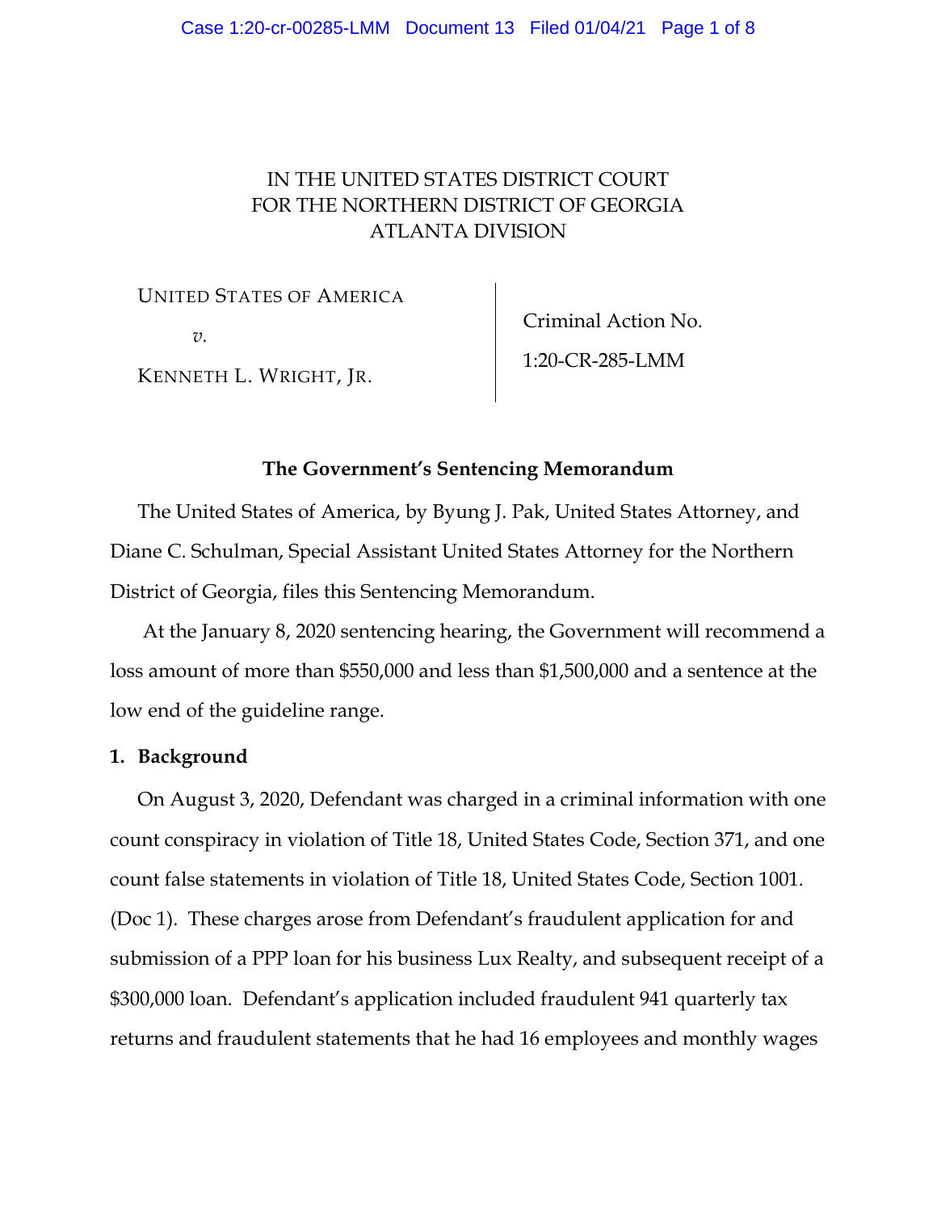IN THE UNITED STATES DISTRICT COURT
FOR THE NORTHERN DISTRICT OF GEORGIA
ATLANTA DIVISION

| UNITED STATES OF AMERICA *v.* KENNETH L. WRIGHT, JR. | Criminal Action No. 1:20-CR-285-LMM |
| --- | --- |

**The Government's Sentencing Memorandum**

The United States of America, by Byung J. Pak, United States Attorney, and Diane C. Schulman, Special Assistant United States Attorney for the Northern District of Georgia, files this Sentencing Memorandum.

At the January 8, 2020 sentencing hearing, the Government will recommend a loss amount of more than $550,000 and less than $1,500,000 and a sentence at the low end of the guideline range.

**1. Background**

On August 3, 2020, Defendant was charged in a criminal information with one count conspiracy in violation of Title 18, United States Code, Section 371, and one count false statements in violation of Title 18, United States Code, Section 1001. (Doc 1). These charges arose from Defendant's fraudulent application for and submission of a PPP loan for his business Lux Realty, and subsequent receipt of a $300,000 loan. Defendant's application included fraudulent 941 quarterly tax returns and fraudulent statements that he had 16 employees and monthly wages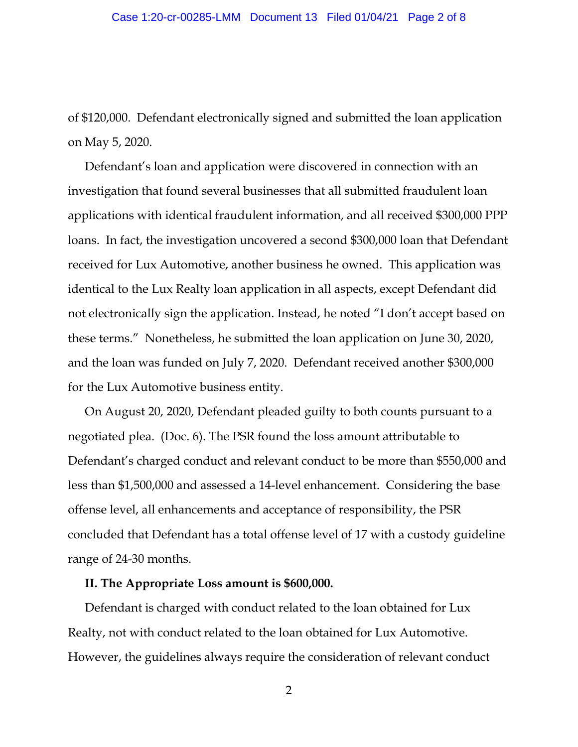of $120,000. Defendant electronically signed and submitted the loan application on May 5, 2020.

Defendant's loan and application were discovered in connection with an investigation that found several businesses that all submitted fraudulent loan applications with identical fraudulent information, and all received $300,000 PPP loans. In fact, the investigation uncovered a second $300,000 loan that Defendant received for Lux Automotive, another business he owned. This application was identical to the Lux Realty loan application in all aspects, except Defendant did not electronically sign the application. Instead, he noted "I don't accept based on these terms." Nonetheless, he submitted the loan application on June 30, 2020, and the loan was funded on July 7, 2020. Defendant received another $300,000 for the Lux Automotive business entity.

On August 20, 2020, Defendant pleaded guilty to both counts pursuant to a negotiated plea. (Doc. 6). The PSR found the loss amount attributable to Defendant's charged conduct and relevant conduct to be more than $550,000 and less than $1,500,000 and assessed a 14-level enhancement. Considering the base offense level, all enhancements and acceptance of responsibility, the PSR concluded that Defendant has a total offense level of 17 with a custody guideline range of 24-30 months.

**II. The Appropriate Loss amount is $600,000.**

Defendant is charged with conduct related to the loan obtained for Lux Realty, not with conduct related to the loan obtained for Lux Automotive. However, the guidelines always require the consideration of relevant conduct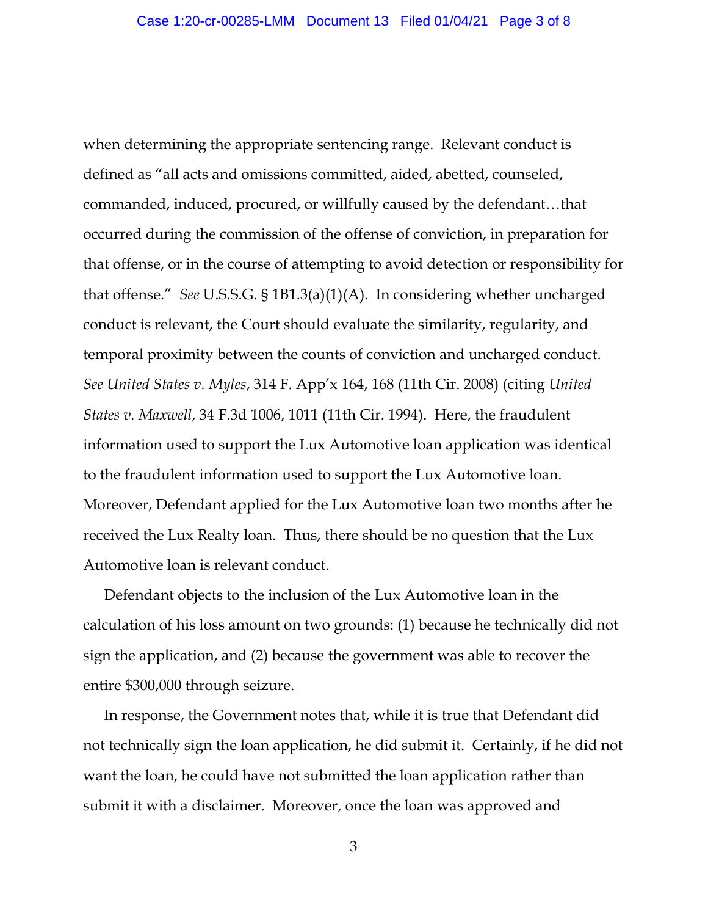when determining the appropriate sentencing range. Relevant conduct is defined as "all acts and omissions committed, aided, abetted, counseled, commanded, induced, procured, or willfully caused by the defendant…that occurred during the commission of the offense of conviction, in preparation for that offense, or in the course of attempting to avoid detection or responsibility for that offense." *See* U.S.S.G. § 1B1.3(a)(1)(A). In considering whether uncharged conduct is relevant, the Court should evaluate the similarity, regularity, and temporal proximity between the counts of conviction and uncharged conduct. *See United States v. Myles*, 314 F. App'x 164, 168 (11th Cir. 2008) (citing *United States v. Maxwell*, 34 F.3d 1006, 1011 (11th Cir. 1994). Here, the fraudulent information used to support the Lux Automotive loan application was identical to the fraudulent information used to support the Lux Automotive loan. Moreover, Defendant applied for the Lux Automotive loan two months after he received the Lux Realty loan. Thus, there should be no question that the Lux Automotive loan is relevant conduct.

Defendant objects to the inclusion of the Lux Automotive loan in the calculation of his loss amount on two grounds: (1) because he technically did not sign the application, and (2) because the government was able to recover the entire $300,000 through seizure.

In response, the Government notes that, while it is true that Defendant did not technically sign the loan application, he did submit it. Certainly, if he did not want the loan, he could have not submitted the loan application rather than submit it with a disclaimer. Moreover, once the loan was approved and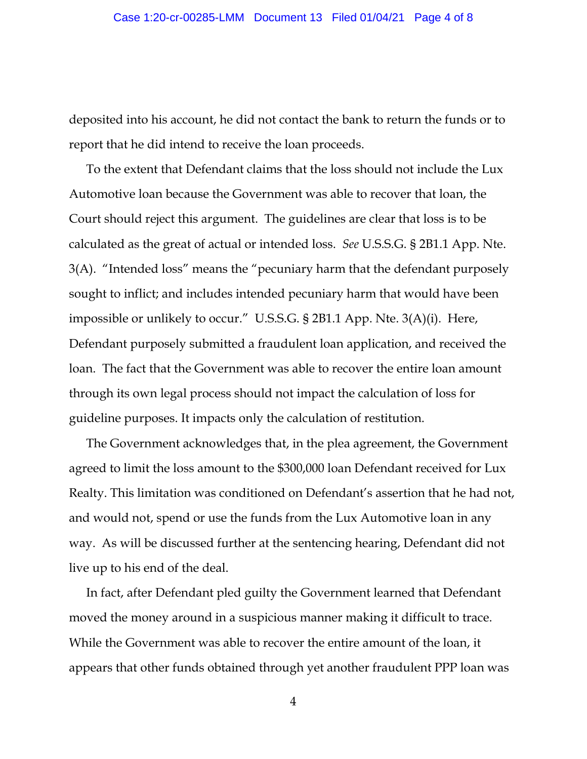deposited into his account, he did not contact the bank to return the funds or to report that he did intend to receive the loan proceeds.

To the extent that Defendant claims that the loss should not include the Lux Automotive loan because the Government was able to recover that loan, the Court should reject this argument. The guidelines are clear that loss is to be calculated as the great of actual or intended loss. *See* U.S.S.G. § 2B1.1 App. Nte. 3(A). "Intended loss" means the "pecuniary harm that the defendant purposely sought to inflict; and includes intended pecuniary harm that would have been impossible or unlikely to occur." U.S.S.G. § 2B1.1 App. Nte. 3(A)(i). Here, Defendant purposely submitted a fraudulent loan application, and received the loan. The fact that the Government was able to recover the entire loan amount through its own legal process should not impact the calculation of loss for guideline purposes. It impacts only the calculation of restitution.

The Government acknowledges that, in the plea agreement, the Government agreed to limit the loss amount to the $300,000 loan Defendant received for Lux Realty. This limitation was conditioned on Defendant's assertion that he had not, and would not, spend or use the funds from the Lux Automotive loan in any way. As will be discussed further at the sentencing hearing, Defendant did not live up to his end of the deal.

In fact, after Defendant pled guilty the Government learned that Defendant moved the money around in a suspicious manner making it difficult to trace. While the Government was able to recover the entire amount of the loan, it appears that other funds obtained through yet another fraudulent PPP loan was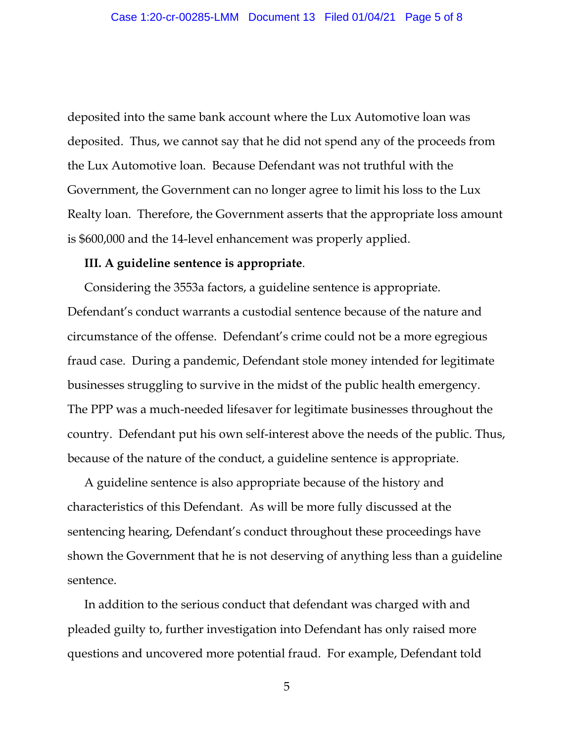deposited into the same bank account where the Lux Automotive loan was deposited. Thus, we cannot say that he did not spend any of the proceeds from the Lux Automotive loan. Because Defendant was not truthful with the Government, the Government can no longer agree to limit his loss to the Lux Realty loan. Therefore, the Government asserts that the appropriate loss amount is $600,000 and the 14-level enhancement was properly applied.

**III. A guideline sentence is appropriate**.

Considering the 3553a factors, a guideline sentence is appropriate. Defendant's conduct warrants a custodial sentence because of the nature and circumstance of the offense. Defendant's crime could not be a more egregious fraud case. During a pandemic, Defendant stole money intended for legitimate businesses struggling to survive in the midst of the public health emergency. The PPP was a much-needed lifesaver for legitimate businesses throughout the country. Defendant put his own self-interest above the needs of the public. Thus, because of the nature of the conduct, a guideline sentence is appropriate.

A guideline sentence is also appropriate because of the history and characteristics of this Defendant. As will be more fully discussed at the sentencing hearing, Defendant's conduct throughout these proceedings have shown the Government that he is not deserving of anything less than a guideline sentence.

In addition to the serious conduct that defendant was charged with and pleaded guilty to, further investigation into Defendant has only raised more questions and uncovered more potential fraud. For example, Defendant told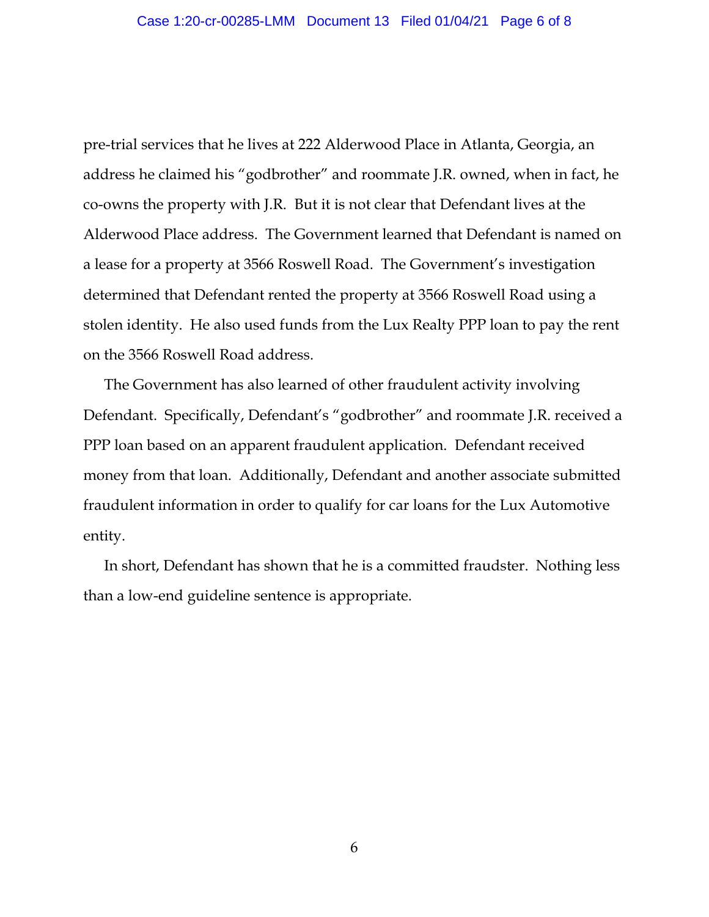pre-trial services that he lives at 222 Alderwood Place in Atlanta, Georgia, an address he claimed his "godbrother" and roommate J.R. owned, when in fact, he co-owns the property with J.R. But it is not clear that Defendant lives at the Alderwood Place address. The Government learned that Defendant is named on a lease for a property at 3566 Roswell Road. The Government's investigation determined that Defendant rented the property at 3566 Roswell Road using a stolen identity. He also used funds from the Lux Realty PPP loan to pay the rent on the 3566 Roswell Road address.

The Government has also learned of other fraudulent activity involving Defendant. Specifically, Defendant's "godbrother" and roommate J.R. received a PPP loan based on an apparent fraudulent application. Defendant received money from that loan. Additionally, Defendant and another associate submitted fraudulent information in order to qualify for car loans for the Lux Automotive entity.

In short, Defendant has shown that he is a committed fraudster. Nothing less than a low-end guideline sentence is appropriate.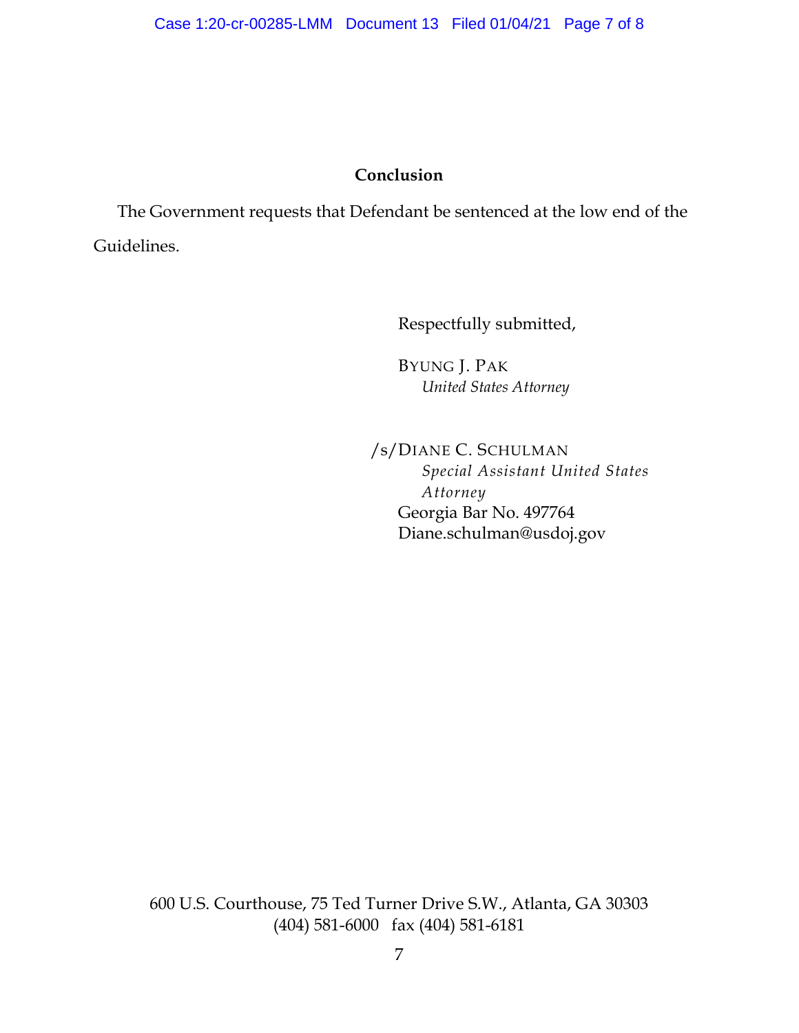## Conclusion

The Government requests that Defendant be sentenced at the low end of the Guidelines.

Respectfully submitted,

BYUNG J. PAK
*United States Attorney*

/s/DIANE C. SCHULMAN
*Special Assistant United States Attorney*
Georgia Bar No. 497764
Diane.schulman@usdoj.gov

600 U.S. Courthouse, 75 Ted Turner Drive S.W., Atlanta, GA 30303
(404) 581-6000 fax (404) 581-6181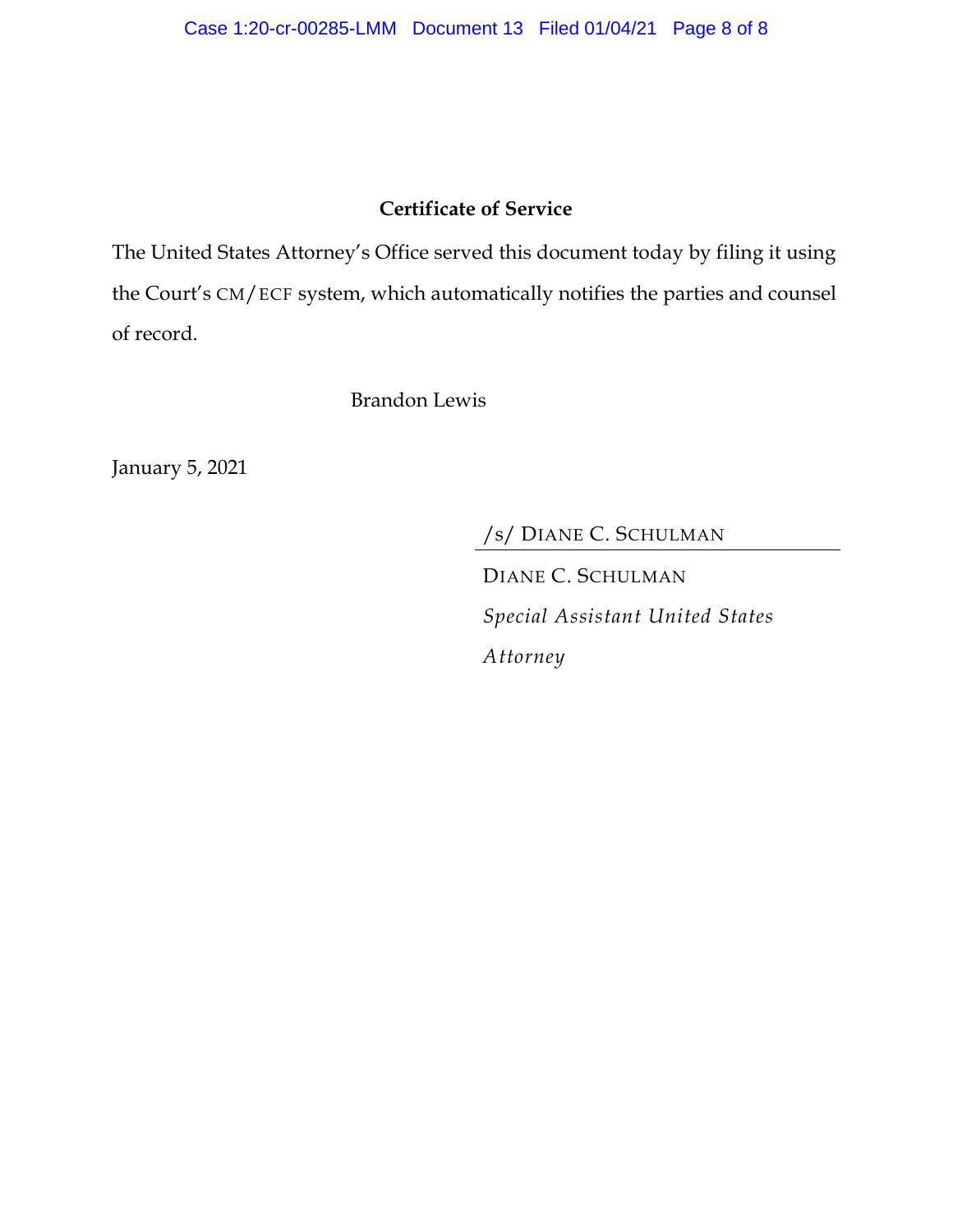**Certificate of Service**

The United States Attorney's Office served this document today by filing it using the Court's CM/ECF system, which automatically notifies the parties and counsel of record.

Brandon Lewis

January 5, 2021

/s/ DIANE C. SCHULMAN

DIANE C. SCHULMAN
*Special Assistant United States Attorney*